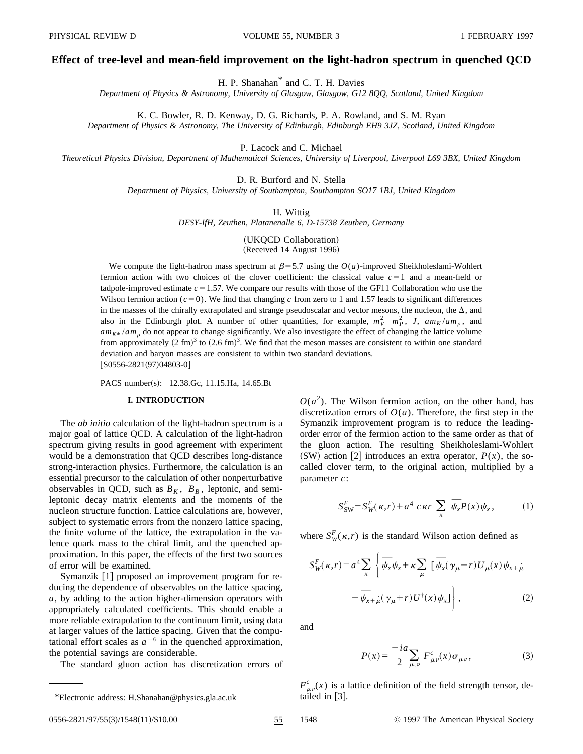# Effect of tree-level and mean-field improvement on the light-hadron spectrum in quenched QCD

H. P. Shanahan* and C. T. H. Davies

*Department of Physics & Astronomy, University of Glasgow, Glasgow, G12 8QQ, Scotland, United Kingdom*

K. C. Bowler, R. D. Kenway, D. G. Richards, P. A. Rowland, and S. M. Ryan

*Department of Physics & Astronomy, The University of Edinburgh, Edinburgh EH9 3JZ, Scotland, United Kingdom*

P. Lacock and C. Michael

*Theoretical Physics Division, Department of Mathematical Sciences, University of Liverpool, Liverpool L69 3BX, United Kingdom*

D. R. Burford and N. Stella

*Department of Physics, University of Southampton, Southampton SO17 1BJ, United Kingdom*

H. Wittig

*DESY-IfH, Zeuthen, Platanenalle 6, D-15738 Zeuthen, Germany*

(UKQCD Collaboration)

(Received 14 August 1996)

We compute the light-hadron mass spectrum at $\beta=5.7$ using the $O(a)$-improved Sheikholeslami-Wohlert fermion action with two choices of the clover coefficient: the classical value $c=1$ and a mean-field or tadpole-improved estimate $c=1.57$. We compare our results with those of the GF11 Collaboration who use the Wilson fermion action ($c=0$). We find that changing $c$ from zero to 1 and 1.57 leads to significant differences in the masses of the chirally extrapolated and strange pseudoscalar and vector mesons, the nucleon, the $\Delta$, and also in the Edinburgh plot. A number of other quantities, for example, $m_V^2-m_P^2$, $J$, $am_K/am_\rho$, and $am_{K^*}/am_\rho$ do not appear to change significantly. We also investigate the effect of changing the lattice volume from approximately $(2\ \text{fm})^3$ to $(2.6\ \text{fm})^3$. We find that the meson masses are consistent to within one standard deviation and baryon masses are consistent to within two standard deviations.

[S0556-2821(97)04803-0]

PACS number(s): 12.38.Gc, 11.15.Ha, 14.65.Bt

## I. INTRODUCTION

The *ab initio* calculation of the light-hadron spectrum is a major goal of lattice QCD. A calculation of the light-hadron spectrum giving results in good agreement with experiment would be a demonstration that QCD describes long-distance strong-interaction physics. Furthermore, the calculation is an essential precursor to the calculation of other nonperturbative observables in QCD, such as $B_K$, $B_B$, leptonic, and semileptonic decay matrix elements and the moments of the nucleon structure function. Lattice calculations are, however, subject to systematic errors from the nonzero lattice spacing, the finite volume of the lattice, the extrapolation in the valence quark mass to the chiral limit, and the quenched approximation. In this paper, the effects of the first two sources of error will be examined.

Symanzik [1] proposed an improvement program for reducing the dependence of observables on the lattice spacing, $a$, by adding to the action higher-dimension operators with appropriately calculated coefficients. This should enable a more reliable extrapolation to the continuum limit, using data at larger values of the lattice spacing. Given that the computational effort scales as $a^{-6}$ in the quenched approximation, the potential savings are considerable.

The standard gluon action has discretization errors of $O(a^2)$. The Wilson fermion action, on the other hand, has discretization errors of $O(a)$. Therefore, the first step in the Symanzik improvement program is to reduce the leading-order error of the fermion action to the same order as that of the gluon action. The resulting Sheikholeslami-Wohlert (SW) action [2] introduces an extra operator, $P(x)$, the so-called clover term, to the original action, multiplied by a parameter $c$:

$$S_{SW}^F = S_W^F(\kappa,r) + a^4\, c\kappa r \sum_x \overline{\psi}_x P(x)\psi_x, \tag{1}$$

where $S_W^F(\kappa,r)$ is the standard Wilson action defined as

$$S_W^F(\kappa,r) = a^4 \sum_x \left\{ \overline{\psi}_x\psi_x + \kappa \sum_\mu \left[ \overline{\psi}_x(\gamma_\mu - r)U_\mu(x)\psi_{x+\hat{\mu}} - \overline{\psi}_{x+\hat{\mu}}(\gamma_\mu + r)U^\dagger(x)\psi_x \right] \right\}, \tag{2}$$

and

$$P(x) = \frac{-ia}{2}\sum_{\mu,\nu} F_{\mu\nu}^c(x)\sigma_{\mu\nu}, \tag{3}$$

$F_{\mu\nu}^c(x)$ is a lattice definition of the field strength tensor, detailed in [3].

*Electronic address: H.Shanahan@physics.gla.ac.uk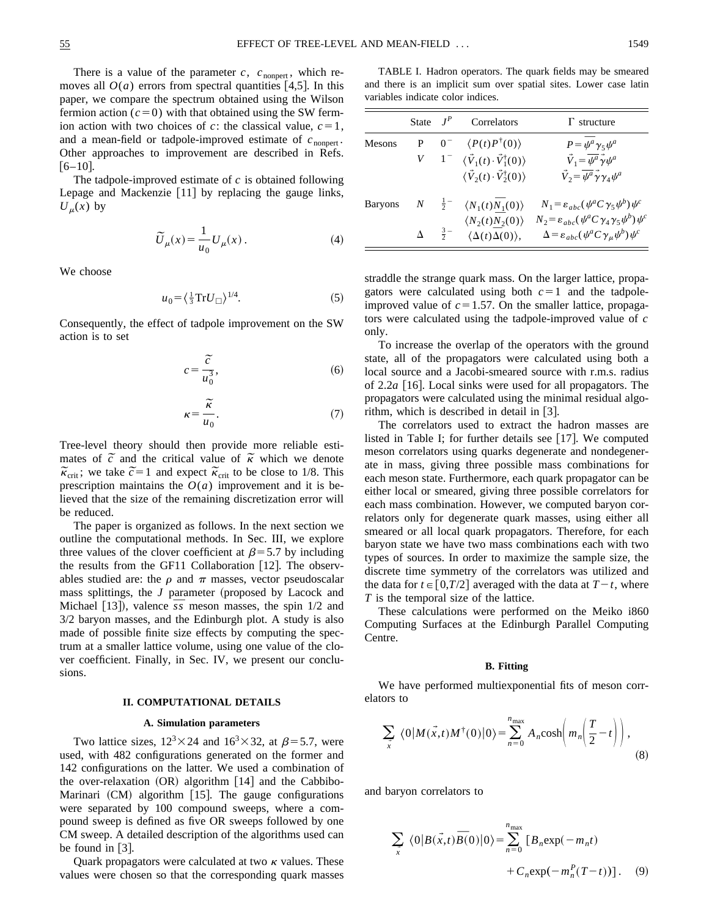There is a value of the parameter $c$, $c_{\mathrm{nonpert}}$, which removes all $O(a)$ errors from spectral quantities [4,5]. In this paper, we compare the spectrum obtained using the Wilson fermion action ($c=0$) with that obtained using the SW fermion action with two choices of $c$: the classical value, $c=1$, and a mean-field or tadpole-improved estimate of $c_{\mathrm{nonpert}}$. Other approaches to improvement are described in Refs. [6–10].

The tadpole-improved estimate of $c$ is obtained following Lepage and Mackenzie [11] by replacing the gauge links, $U_\mu(x)$ by

$$\tilde{U}_\mu(x) = \frac{1}{u_0} U_\mu(x). \tag{4}$$

We choose

$$u_0 = \langle \tfrac{1}{3}\mathrm{Tr} U_\square \rangle^{1/4}. \tag{5}$$

Consequently, the effect of tadpole improvement on the SW action is to set

$$c = \frac{\tilde{c}}{u_0^3}, \tag{6}$$

$$\kappa = \frac{\tilde{\kappa}}{u_0}. \tag{7}$$

Tree-level theory should then provide more reliable estimates of $\tilde{c}$ and the critical value of $\tilde{\kappa}$ which we denote $\tilde{\kappa}_{\mathrm{crit}}$; we take $\tilde{c}=1$ and expect $\tilde{\kappa}_{\mathrm{crit}}$ to be close to 1/8. This prescription maintains the $O(a)$ improvement and it is believed that the size of the remaining discretization error will be reduced.

The paper is organized as follows. In the next section we outline the computational methods. In Sec. III, we explore three values of the clover coefficient at $\beta=5.7$ by including the results from the GF11 Collaboration [12]. The observables studied are: the $\rho$ and $\pi$ masses, vector pseudoscalar mass splittings, the $J$ parameter (proposed by Lacock and Michael [13]), valence $\overline{s}s$ meson masses, the spin 1/2 and 3/2 baryon masses, and the Edinburgh plot. A study is also made of possible finite size effects by computing the spectrum at a smaller lattice volume, using one value of the clover coefficient. Finally, in Sec. IV, we present our conclusions.

## II. COMPUTATIONAL DETAILS

### A. Simulation parameters

Two lattice sizes, $12^3\times 24$ and $16^3\times 32$, at $\beta=5.7$, were used, with 482 configurations generated on the former and 142 configurations on the latter. We used a combination of the over-relaxation (OR) algorithm [14] and the Cabbibo-Marinari (CM) algorithm [15]. The gauge configurations were separated by 100 compound sweeps, where a compound sweep is defined as five OR sweeps followed by one CM sweep. A detailed description of the algorithms used can be found in [3].

Quark propagators were calculated at two $\kappa$ values. These values were chosen so that the corresponding quark masses straddle the strange quark mass. On the larger lattice, propagators were calculated using both $c=1$ and the tadpole-improved value of $c=1.57$. On the smaller lattice, propagators were calculated using the tadpole-improved value of $c$ only.

To increase the overlap of the operators with the ground state, all of the propagators were calculated using both a local source and a Jacobi-smeared source with r.m.s. radius of $2.2a$ [16]. Local sinks were used for all propagators. The propagators were calculated using the minimal residual algorithm, which is described in detail in [3].

The correlators used to extract the hadron masses are listed in Table I; for further details see [17]. We computed meson correlators using quarks degenerate and nondegenerate in mass, giving three possible mass combinations for each meson state. Furthermore, each quark propagator can be either local or smeared, giving three possible correlators for each mass combination. However, we computed baryon correlators only for degenerate quark masses, using either all smeared or all local quark propagators. Therefore, for each baryon state we have two mass combinations each with two types of sources. In order to maximize the sample size, the discrete time symmetry of the correlators was utilized and the data for $t\in[0,T/2]$ averaged with the data at $T-t$, where $T$ is the temporal size of the lattice.

These calculations were performed on the Meiko i860 Computing Surfaces at the Edinburgh Parallel Computing Centre.

TABLE I. Hadron operators. The quark fields may be smeared and there is an implicit sum over spatial sites. Lower case latin variables indicate color indices.

| | State | $J^P$ | Correlators | $\Gamma$ structure |
|---|---|---|---|---|
| Mesons | P | $0^-$ | $\langle P(t)P^\dagger(0)\rangle$ | $P=\overline{\psi^a}\gamma_5\psi^a$ |
| | $V$ | $1^-$ | $\langle \vec{V}_1(t)\cdot\vec{V}_1^\dagger(0)\rangle$ | $\vec{V}_1=\overline{\psi^a}\vec{\gamma}\psi^a$ |
| | | | $\langle \vec{V}_2(t)\cdot\vec{V}_2^\dagger(0)\rangle$ | $\vec{V}_2=\overline{\psi^a}\vec{\gamma}\gamma_4\psi^a$ |
| Baryons | $N$ | $\frac{1}{2}^-$ | $\langle N_1(t)\overline{N_1}(0)\rangle$ | $N_1=\varepsilon_{abc}(\psi^a C\gamma_5\psi^b)\psi^c$ |
| | | | $\langle N_2(t)\overline{N_2}(0)\rangle$ | $N_2=\varepsilon_{abc}(\psi^a C\gamma_4\gamma_5\psi^b)\psi^c$ |
| | $\Delta$ | $\frac{3}{2}^-$ | $\langle \Delta(t)\overline{\Delta}(0)\rangle$, | $\Delta=\varepsilon_{abc}(\psi^a C\gamma_\mu\psi^b)\psi^c$ |

### B. Fitting

We have performed multiexponential fits of meson correlators to

$$\sum_{\vec{x}} \langle 0|M(\vec{x},t)M^\dagger(0)|0\rangle = \sum_{n=0}^{n_{\max}} A_n \cosh\left(m_n\left(\frac{T}{2}-t\right)\right), \tag{8}$$

and baryon correlators to

$$\sum_{\vec{x}} \langle 0|B(\vec{x},t)\overline{B}(0)|0\rangle = \sum_{n=0}^{n_{\max}} [B_n \exp(-m_n t) + C_n \exp(-m_n^P(T-t))]. \tag{9}$$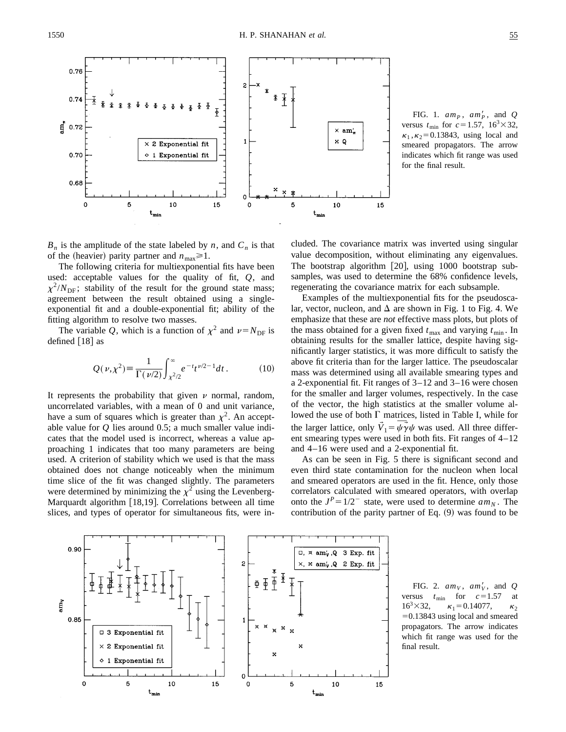FIG. 1. $am_P$, $am_P'$, and $Q$ versus $t_{\min}$ for $c=1.57$, $16^3\times 32$, $\kappa_1,\kappa_2=0.13843$, using local and smeared propagators. The arrow indicates which fit range was used for the final result.

$B_n$ is the amplitude of the state labeled by $n$, and $C_n$ is that of the (heavier) parity partner and $n_{\max}\geq 1$.

The following criteria for multiexponential fits have been used: acceptable values for the quality of fit, $Q$, and $\chi^2/N_{\rm DF}$; stability of the result for the ground state mass; agreement between the result obtained using a single-exponential fit and a double-exponential fit; ability of the fitting algorithm to resolve two masses.

The variable $Q$, which is a function of $\chi^2$ and $\nu=N_{\rm DF}$ is defined [18] as

$$Q(\nu,\chi^2)\equiv\frac{1}{\Gamma(\nu/2)}\int_{\chi^2/2}^{\infty}e^{-t}t^{\nu/2-1}dt. \qquad (10)$$

It represents the probability that given $\nu$ normal, random, uncorrelated variables, with a mean of 0 and unit variance, have a sum of squares which is greater than $\chi^2$. An acceptable value for $Q$ lies around 0.5; a much smaller value indicates that the model used is incorrect, whereas a value approaching 1 indicates that too many parameters are being used. A criterion of stability which we used is that the mass obtained does not change noticeably when the minimum time slice of the fit was changed slightly. The parameters were determined by minimizing the $\chi^2$ using the Levenberg-Marquardt algorithm [18,19]. Correlations between all time slices, and types of operator for simultaneous fits, were included. The covariance matrix was inverted using singular value decomposition, without eliminating any eigenvalues. The bootstrap algorithm [20], using 1000 bootstrap subsamples, was used to determine the 68% confidence levels, regenerating the covariance matrix for each subsample.

Examples of the multiexponential fits for the pseudoscalar, vector, nucleon, and $\Delta$ are shown in Fig. 1 to Fig. 4. We emphasize that these are *not* effective mass plots, but plots of the mass obtained for a given fixed $t_{\max}$ and varying $t_{\min}$. In obtaining results for the smaller lattice, despite having significantly larger statistics, it was more difficult to satisfy the above fit criteria than for the larger lattice. The pseudoscalar mass was determined using all available smearing types and a 2-exponential fit. Fit ranges of 3–12 and 3–16 were chosen for the smaller and larger volumes, respectively. In the case of the vector, the high statistics at the smaller volume allowed the use of both $\Gamma$ matrices, listed in Table I, while for the larger lattice, only $\vec{V}_1=\overline{\psi\vec{\gamma}\psi}$ was used. All three different smearing types were used in both fits. Fit ranges of 4–12 and 4–16 were used and a 2-exponential fit.

As can be seen in Fig. 5 there is significant second and even third state contamination for the nucleon when local and smeared operators are used in the fit. Hence, only those correlators calculated with smeared operators, with overlap onto the $J^P=1/2^-$ state, were used to determine $am_N$. The contribution of the parity partner of Eq. (9) was found to be

FIG. 2. $am_V$, $am_V'$, and $Q$ versus $t_{\min}$ for $c=1.57$ at $16^3\times 32$, $\kappa_1=0.14077$, $\kappa_2=0.13843$ using local and smeared propagators. The arrow indicates which fit range was used for the final result.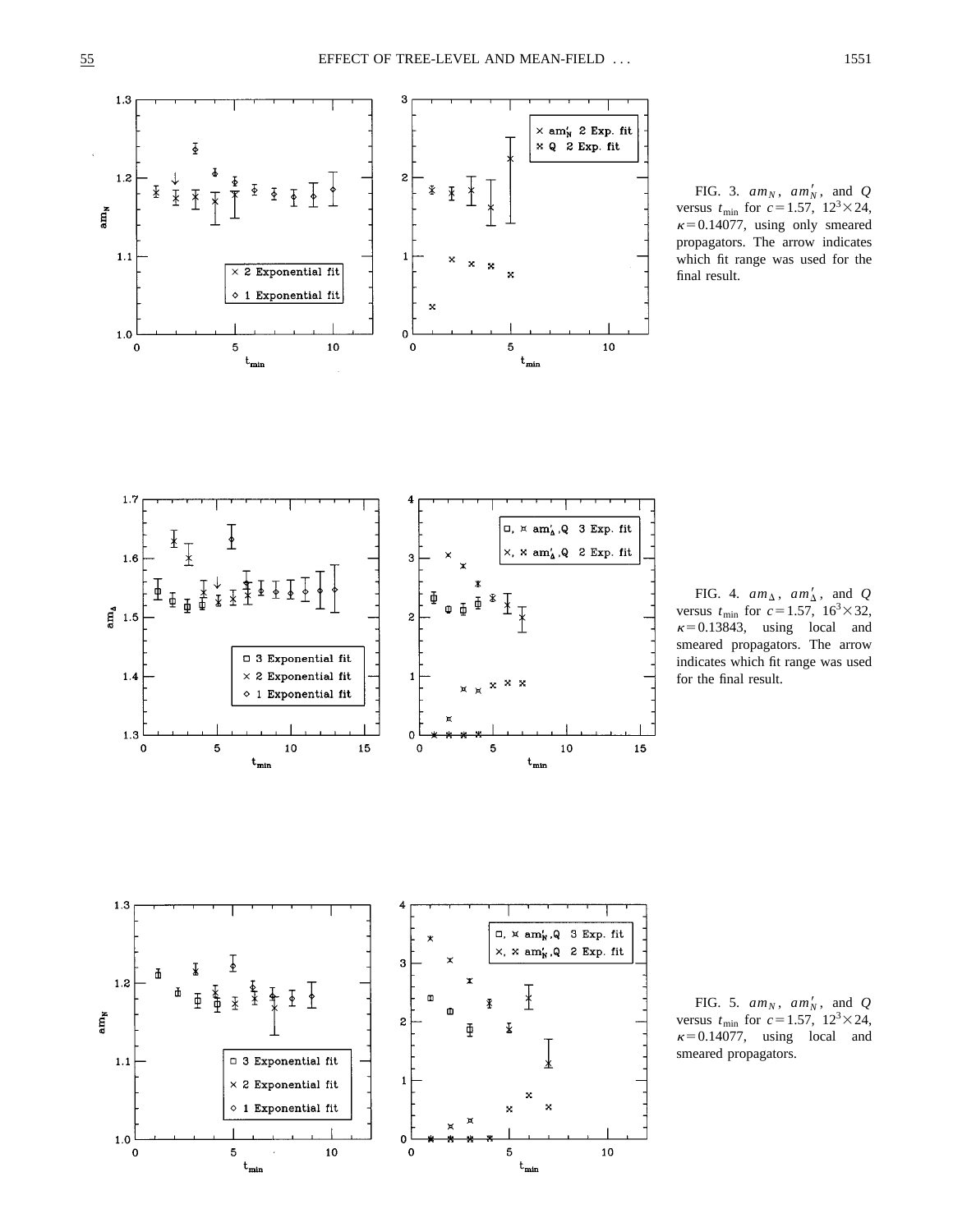FIG. 3. $am_N$, $am'_N$, and $Q$ versus $t_{\min}$ for $c=1.57$, $12^3\times 24$, $\kappa=0.14077$, using only smeared propagators. The arrow indicates which fit range was used for the final result.

FIG. 4. $am_\Delta$, $am'_\Delta$, and $Q$ versus $t_{\min}$ for $c=1.57$, $16^3\times 32$, $\kappa=0.13843$, using local and smeared propagators. The arrow indicates which fit range was used for the final result.

FIG. 5. $am_N$, $am'_N$, and $Q$ versus $t_{\min}$ for $c=1.57$, $12^3\times 24$, $\kappa=0.14077$, using local and smeared propagators.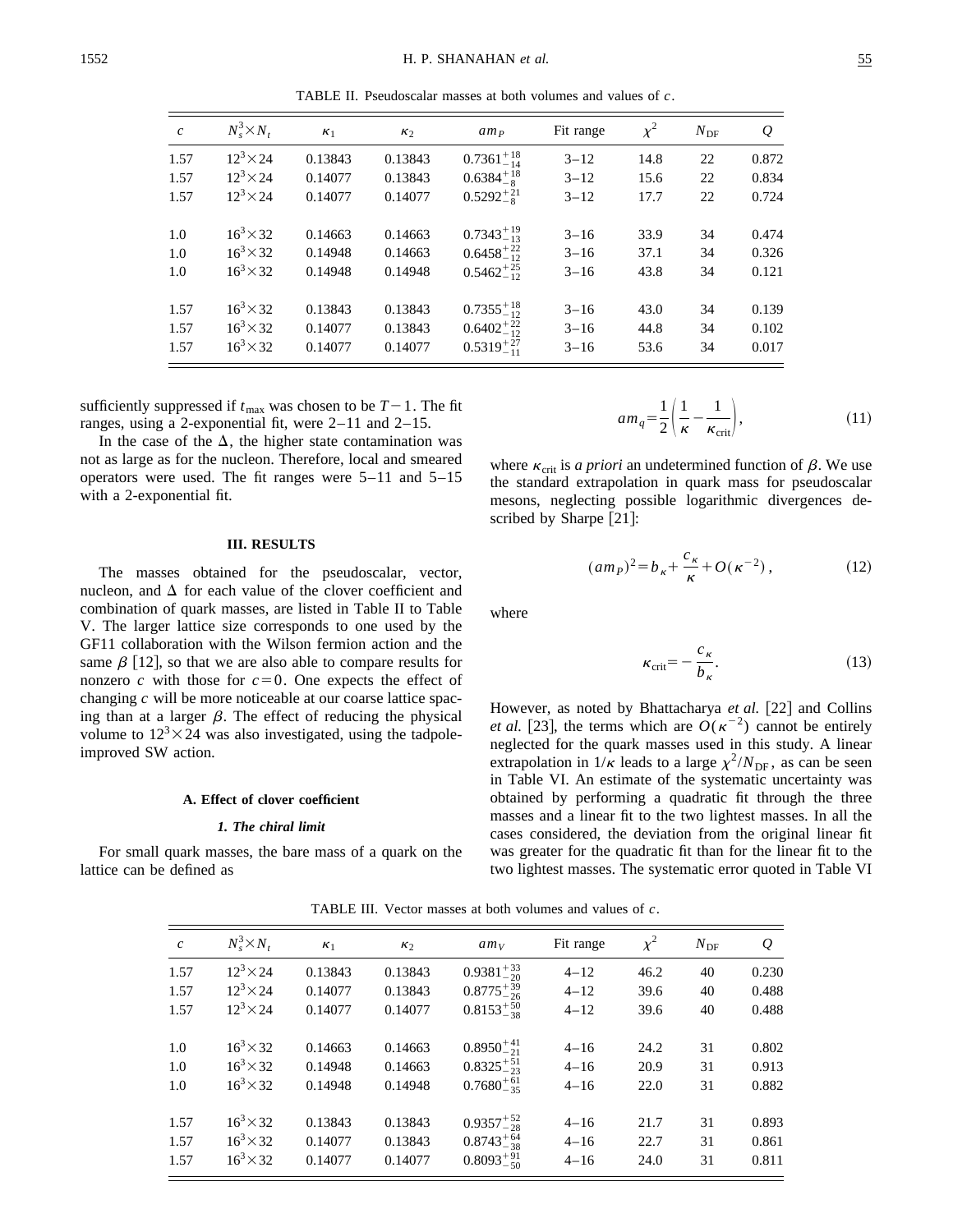TABLE II. Pseudoscalar masses at both volumes and values of $c$.

| $c$ | $N_s^3 \times N_t$ | $\kappa_1$ | $\kappa_2$ | $am_P$ | Fit range | $\chi^2$ | $N_{\rm DF}$ | $Q$ |
|---|---|---|---|---|---|---|---|---|
| 1.57 | $12^3\times 24$ | 0.13843 | 0.13843 | $0.7361^{+18}_{-14}$ | 3–12 | 14.8 | 22 | 0.872 |
| 1.57 | $12^3\times 24$ | 0.14077 | 0.13843 | $0.6384^{+18}_{-8}$ | 3–12 | 15.6 | 22 | 0.834 |
| 1.57 | $12^3\times 24$ | 0.14077 | 0.14077 | $0.5292^{+21}_{-8}$ | 3–12 | 17.7 | 22 | 0.724 |
| 1.0 | $16^3\times 32$ | 0.14663 | 0.14663 | $0.7343^{+19}_{-13}$ | 3–16 | 33.9 | 34 | 0.474 |
| 1.0 | $16^3\times 32$ | 0.14948 | 0.14663 | $0.6458^{+22}_{-12}$ | 3–16 | 37.1 | 34 | 0.326 |
| 1.0 | $16^3\times 32$ | 0.14948 | 0.14948 | $0.5462^{+25}_{-12}$ | 3–16 | 43.8 | 34 | 0.121 |
| 1.57 | $16^3\times 32$ | 0.13843 | 0.13843 | $0.7355^{+18}_{-12}$ | 3–16 | 43.0 | 34 | 0.139 |
| 1.57 | $16^3\times 32$ | 0.14077 | 0.13843 | $0.6402^{+22}_{-12}$ | 3–16 | 44.8 | 34 | 0.102 |
| 1.57 | $16^3\times 32$ | 0.14077 | 0.14077 | $0.5319^{+27}_{-11}$ | 3–16 | 53.6 | 34 | 0.017 |

sufficiently suppressed if $t_{\max}$ was chosen to be $T-1$. The fit ranges, using a 2-exponential fit, were 2–11 and 2–15.

In the case of the $\Delta$, the higher state contamination was not as large as for the nucleon. Therefore, local and smeared operators were used. The fit ranges were 5–11 and 5–15 with a 2-exponential fit.

## III. RESULTS

The masses obtained for the pseudoscalar, vector, nucleon, and $\Delta$ for each value of the clover coefficient and combination of quark masses, are listed in Table II to Table V. The larger lattice size corresponds to one used by the GF11 collaboration with the Wilson fermion action and the same $\beta$ [12], so that we are also able to compare results for nonzero $c$ with those for $c=0$. One expects the effect of changing $c$ will be more noticeable at our coarse lattice spacing than at a larger $\beta$. The effect of reducing the physical volume to $12^3\times 24$ was also investigated, using the tadpole-improved SW action.

### A. Effect of clover coefficient

#### *1. The chiral limit*

For small quark masses, the bare mass of a quark on the lattice can be defined as

$$am_q = \frac{1}{2}\left(\frac{1}{\kappa} - \frac{1}{\kappa_{\rm crit}}\right), \tag{11}$$

where $\kappa_{\rm crit}$ is *a priori* an undetermined function of $\beta$. We use the standard extrapolation in quark mass for pseudoscalar mesons, neglecting possible logarithmic divergences described by Sharpe [21]:

$$(am_P)^2 = b_\kappa + \frac{c_\kappa}{\kappa} + O(\kappa^{-2}), \tag{12}$$

where

$$\kappa_{\rm crit} = -\frac{c_\kappa}{b_\kappa}. \tag{13}$$

However, as noted by Bhattacharya *et al.* [22] and Collins *et al.* [23], the terms which are $O(\kappa^{-2})$ cannot be entirely neglected for the quark masses used in this study. A linear extrapolation in $1/\kappa$ leads to a large $\chi^2/N_{\rm DF}$, as can be seen in Table VI. An estimate of the systematic uncertainty was obtained by performing a quadratic fit through the three masses and a linear fit to the two lightest masses. In all the cases considered, the deviation from the original linear fit was greater for the quadratic fit than for the linear fit to the two lightest masses. The systematic error quoted in Table VI

TABLE III. Vector masses at both volumes and values of $c$.

| $c$ | $N_s^3 \times N_t$ | $\kappa_1$ | $\kappa_2$ | $am_V$ | Fit range | $\chi^2$ | $N_{\rm DF}$ | $Q$ |
|---|---|---|---|---|---|---|---|---|
| 1.57 | $12^3\times 24$ | 0.13843 | 0.13843 | $0.9381^{+33}_{-20}$ | 4–12 | 46.2 | 40 | 0.230 |
| 1.57 | $12^3\times 24$ | 0.14077 | 0.13843 | $0.8775^{+39}_{-26}$ | 4–12 | 39.6 | 40 | 0.488 |
| 1.57 | $12^3\times 24$ | 0.14077 | 0.14077 | $0.8153^{+50}_{-38}$ | 4–12 | 39.6 | 40 | 0.488 |
| 1.0 | $16^3\times 32$ | 0.14663 | 0.14663 | $0.8950^{+41}_{-21}$ | 4–16 | 24.2 | 31 | 0.802 |
| 1.0 | $16^3\times 32$ | 0.14948 | 0.14663 | $0.8325^{+51}_{-23}$ | 4–16 | 20.9 | 31 | 0.913 |
| 1.0 | $16^3\times 32$ | 0.14948 | 0.14948 | $0.7680^{+61}_{-35}$ | 4–16 | 22.0 | 31 | 0.882 |
| 1.57 | $16^3\times 32$ | 0.13843 | 0.13843 | $0.9357^{+52}_{-28}$ | 4–16 | 21.7 | 31 | 0.893 |
| 1.57 | $16^3\times 32$ | 0.14077 | 0.13843 | $0.8743^{+64}_{-38}$ | 4–16 | 22.7 | 31 | 0.861 |
| 1.57 | $16^3\times 32$ | 0.14077 | 0.14077 | $0.8093^{+91}_{-50}$ | 4–16 | 24.0 | 31 | 0.811 |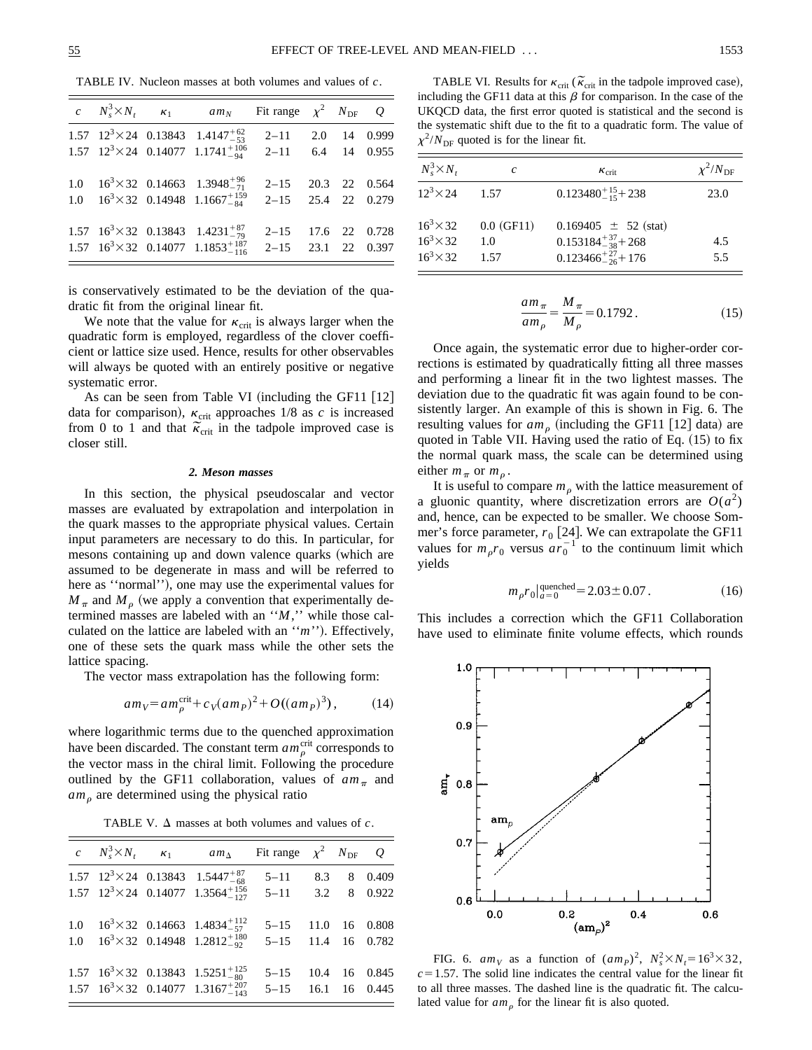TABLE IV. Nucleon masses at both volumes and values of $c$.

| $c$ | $N_s^3 \times N_t$ | $\kappa_1$ | $am_N$ | Fit range | $\chi^2$ | $N_{\rm DF}$ | $Q$ |
|---|---|---|---|---|---|---|---|
| 1.57 | $12^3\times 24$ | 0.13843 | $1.4147^{+62}_{-53}$ | 2–11 | 2.0 | 14 | 0.999 |
| 1.57 | $12^3\times 24$ | 0.14077 | $1.1741^{+106}_{-94}$ | 2–11 | 6.4 | 14 | 0.955 |
| 1.0 | $16^3\times 32$ | 0.14663 | $1.3948^{+96}_{-71}$ | 2–15 | 20.3 | 22 | 0.564 |
| 1.0 | $16^3\times 32$ | 0.14948 | $1.1667^{+159}_{-84}$ | 2–15 | 25.4 | 22 | 0.279 |
| 1.57 | $16^3\times 32$ | 0.13843 | $1.4231^{+87}_{-79}$ | 2–15 | 17.6 | 22 | 0.728 |
| 1.57 | $16^3\times 32$ | 0.14077 | $1.1853^{+187}_{-116}$ | 2–15 | 23.1 | 22 | 0.397 |

is conservatively estimated to be the deviation of the quadratic fit from the original linear fit.

We note that the value for $\kappa_{\rm crit}$ is always larger when the quadratic form is employed, regardless of the clover coefficient or lattice size used. Hence, results for other observables will always be quoted with an entirely positive or negative systematic error.

As can be seen from Table VI (including the GF11 [12] data for comparison), $\kappa_{\rm crit}$ approaches 1/8 as $c$ is increased from 0 to 1 and that $\tilde{\kappa}_{\rm crit}$ in the tadpole improved case is closer still.

### 2. Meson masses

In this section, the physical pseudoscalar and vector masses are evaluated by extrapolation and interpolation in the quark masses to the appropriate physical values. Certain input parameters are necessary to do this. In particular, for mesons containing up and down valence quarks (which are assumed to be degenerate in mass and will be referred to here as ''normal''), one may use the experimental values for $M_\pi$ and $M_\rho$ (we apply a convention that experimentally determined masses are labeled with an ''$M$,'' while those calculated on the lattice are labeled with an ''$m$''). Effectively, one of these sets the quark mass while the other sets the lattice spacing.

The vector mass extrapolation has the following form:

$$am_V = am_\rho^{\rm crit} + c_V(am_P)^2 + O((am_P)^3), \tag{14}$$

where logarithmic terms due to the quenched approximation have been discarded. The constant term $am_\rho^{\rm crit}$ corresponds to the vector mass in the chiral limit. Following the procedure outlined by the GF11 collaboration, values of $am_\pi$ and $am_\rho$ are determined using the physical ratio

TABLE V. $\Delta$ masses at both volumes and values of $c$.

| $c$ | $N_s^3 \times N_t$ | $\kappa_1$ | $am_\Delta$ | Fit range | $\chi^2$ | $N_{\rm DF}$ | $Q$ |
|---|---|---|---|---|---|---|---|
| 1.57 | $12^3\times 24$ | 0.13843 | $1.5447^{+87}_{-68}$ | 5–11 | 8.3 | 8 | 0.409 |
| 1.57 | $12^3\times 24$ | 0.14077 | $1.3564^{+156}_{-127}$ | 5–11 | 3.2 | 8 | 0.922 |
| 1.0 | $16^3\times 32$ | 0.14663 | $1.4834^{+112}_{-57}$ | 5–15 | 11.0 | 16 | 0.808 |
| 1.0 | $16^3\times 32$ | 0.14948 | $1.2812^{+180}_{-92}$ | 5–15 | 11.4 | 16 | 0.782 |
| 1.57 | $16^3\times 32$ | 0.13843 | $1.5251^{+125}_{-80}$ | 5–15 | 10.4 | 16 | 0.845 |
| 1.57 | $16^3\times 32$ | 0.14077 | $1.3167^{+207}_{-143}$ | 5–15 | 16.1 | 16 | 0.445 |

TABLE VI. Results for $\kappa_{\rm crit}$ ($\tilde{\kappa}_{\rm crit}$ in the tadpole improved case), including the GF11 data at this $\beta$ for comparison. In the case of the UKQCD data, the first error quoted is statistical and the second is the systematic shift due to the fit to a quadratic form. The value of $\chi^2/N_{\rm DF}$ quoted is for the linear fit.

| $N_s^3 \times N_t$ | $c$ | $\kappa_{\rm crit}$ | $\chi^2/N_{\rm DF}$ |
|---|---|---|---|
| $12^3\times 24$ | 1.57 | $0.123480^{+15}_{-15}+238$ | 23.0 |
| $16^3\times 32$ | 0.0 (GF11) | $0.169405 \pm 52$ (stat) | |
| $16^3\times 32$ | 1.0 | $0.153184^{+37}_{-38}+268$ | 4.5 |
| $16^3\times 32$ | 1.57 | $0.123466^{+27}_{-26}+176$ | 5.5 |

$$\frac{am_\pi}{am_\rho} = \frac{M_\pi}{M_\rho} = 0.1792. \tag{15}$$

Once again, the systematic error due to higher-order corrections is estimated by quadratically fitting all three masses and performing a linear fit in the two lightest masses. The deviation due to the quadratic fit was again found to be consistently larger. An example of this is shown in Fig. 6. The resulting values for $am_\rho$ (including the GF11 [12] data) are quoted in Table VII. Having used the ratio of Eq. (15) to fix the normal quark mass, the scale can be determined using either $m_\pi$ or $m_\rho$.

It is useful to compare $m_\rho$ with the lattice measurement of a gluonic quantity, where discretization errors are $O(a^2)$ and, hence, can be expected to be smaller. We choose Sommer's force parameter, $r_0$ [24]. We can extrapolate the GF11 values for $m_\rho r_0$ versus $ar_0^{-1}$ to the continuum limit which yields

$$m_\rho r_0\big|_{a=0}^{\rm quenched} = 2.03 \pm 0.07. \tag{16}$$

This includes a correction which the GF11 Collaboration have used to eliminate finite volume effects, which rounds

FIG. 6. $am_V$ as a function of $(am_P)^2$, $N_s^2\times N_t = 16^3\times 32$, $c=1.57$. The solid line indicates the central value for the linear fit to all three masses. The dashed line is the quadratic fit. The calculated value for $am_\rho$ for the linear fit is also quoted.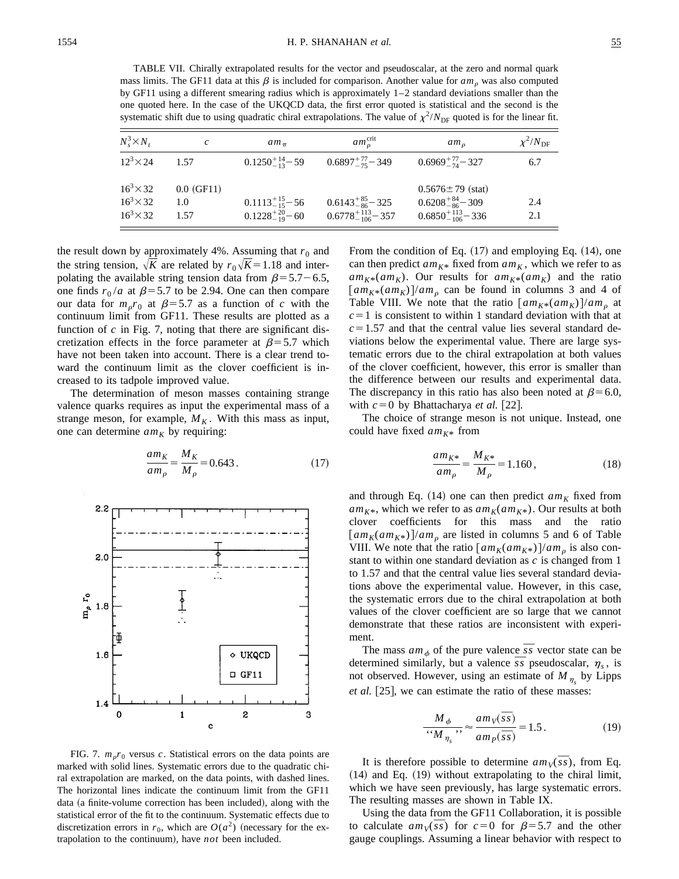TABLE VII. Chirally extrapolated results for the vector and pseudoscalar, at the zero and normal quark mass limits. The GF11 data at this $\beta$ is included for comparison. Another value for $am_\rho$ was also computed by GF11 using a different smearing radius which is approximately 1–2 standard deviations smaller than the one quoted here. In the case of the UKQCD data, the first error quoted is statistical and the second is the systematic shift due to using quadratic chiral extrapolations. The value of $\chi^2/N_{\rm DF}$ quoted is for the linear fit.

| $N_s^3 \times N_t$ | $c$ | $am_\pi$ | $am_\rho^{\rm crit}$ | $am_\rho$ | $\chi^2/N_{\rm DF}$ |
|---|---|---|---|---|---|
| $12^3\times 24$ | 1.57 | $0.1250^{+14}_{-13}-59$ | $0.6897^{+77}_{-75}-349$ | $0.6969^{+77}_{-74}-327$ | 6.7 |
| $16^3\times 32$ | 0.0 (GF11) | | | $0.5676\pm 79$ (stat) | |
| $16^3\times 32$ | 1.0 | $0.1113^{+15}_{-15}-56$ | $0.6143^{+85}_{-86}-325$ | $0.6208^{+84}_{-86}-309$ | 2.4 |
| $16^3\times 32$ | 1.57 | $0.1228^{+20}_{-19}-60$ | $0.6778^{+113}_{-106}-357$ | $0.6850^{+113}_{-106}-336$ | 2.1 |

the result down by approximately 4%. Assuming that $r_0$ and the string tension, $\sqrt{K}$ are related by $r_0\sqrt{K}=1.18$ and interpolating the available string tension data from $\beta=5.7-6.5$, one finds $r_0/a$ at $\beta=5.7$ to be 2.94. One can then compare our data for $m_\rho r_0$ at $\beta=5.7$ as a function of $c$ with the continuum limit from GF11. These results are plotted as a function of $c$ in Fig. 7, noting that there are significant discretization effects in the force parameter at $\beta=5.7$ which have not been taken into account. There is a clear trend toward the continuum limit as the clover coefficient is increased to its tadpole improved value.

The determination of meson masses containing strange valence quarks requires as input the experimental mass of a strange meson, for example, $M_K$. With this mass as input, one can determine $am_K$ by requiring:

$$\frac{am_K}{am_\rho}=\frac{M_K}{M_\rho}=0.643. \tag{17}$$

FIG. 7. $m_\rho r_0$ versus $c$. Statistical errors on the data points are marked with solid lines. Systematic errors due to the quadratic chiral extrapolation are marked, on the data points, with dashed lines. The horizontal lines indicate the continuum limit from the GF11 data (a finite-volume correction has been included), along with the statistical error of the fit to the continuum. Systematic effects due to discretization errors in $r_0$, which are $O(a^2)$ (necessary for the extrapolation to the continuum), have *not* been included.

From the condition of Eq. (17) and employing Eq. (14), one can then predict $am_{K*}$ fixed from $am_K$, which we refer to as $am_{K*}(am_K)$. Our results for $am_{K*}(am_K)$ and the ratio $[am_{K*}(am_K)]/am_\rho$ can be found in columns 3 and 4 of Table VIII. We note that the ratio $[am_{K*}(am_K)]/am_\rho$ at $c=1$ is consistent to within 1 standard deviation with that at $c=1.57$ and that the central value lies several standard deviations below the experimental value. There are large systematic errors due to the chiral extrapolation at both values of the clover coefficient, however, this error is smaller than the difference between our results and experimental data. The discrepancy in this ratio has also been noted at $\beta=6.0$, with $c=0$ by Bhattacharya *et al.* [22].

The choice of strange meson is not unique. Instead, one could have fixed $am_{K*}$ from

$$\frac{am_{K*}}{am_\rho}=\frac{M_{K*}}{M_\rho}=1.160, \tag{18}$$

and through Eq. (14) one can then predict $am_K$ fixed from $am_{K*}$, which we refer to as $am_K(am_{K*})$. Our results at both clover coefficients for this mass and the ratio $[am_K(am_{K*})]/am_\rho$ are listed in columns 5 and 6 of Table VIII. We note that the ratio $[am_K(am_{K*})]/am_\rho$ is also constant to within one standard deviation as $c$ is changed from 1 to 1.57 and that the central value lies several standard deviations above the experimental value. However, in this case, the systematic errors due to the chiral extrapolation at both values of the clover coefficient are so large that we cannot demonstrate that these ratios are inconsistent with experiment.

The mass $am_\phi$ of the pure valence $\overline{s}s$ vector state can be determined similarly, but a valence $\overline{s}s$ pseudoscalar, $\eta_s$, is not observed. However, using an estimate of $M_{\eta_s}$ by Lipps *et al.* [25], we can estimate the ratio of these masses:

$$\frac{M_\phi}{\text{``}M_{\eta_s}\text{''}}\approx\frac{am_V(\overline{s}s)}{am_P(\overline{s}s)}=1.5. \tag{19}$$

It is therefore possible to determine $am_V(\overline{s}s)$, from Eq. (14) and Eq. (19) without extrapolating to the chiral limit, which we have seen previously, has large systematic errors. The resulting masses are shown in Table IX.

Using the data from the GF11 Collaboration, it is possible to calculate $am_V(\overline{s}s)$ for $c=0$ for $\beta=5.7$ and the other gauge couplings. Assuming a linear behavior with respect to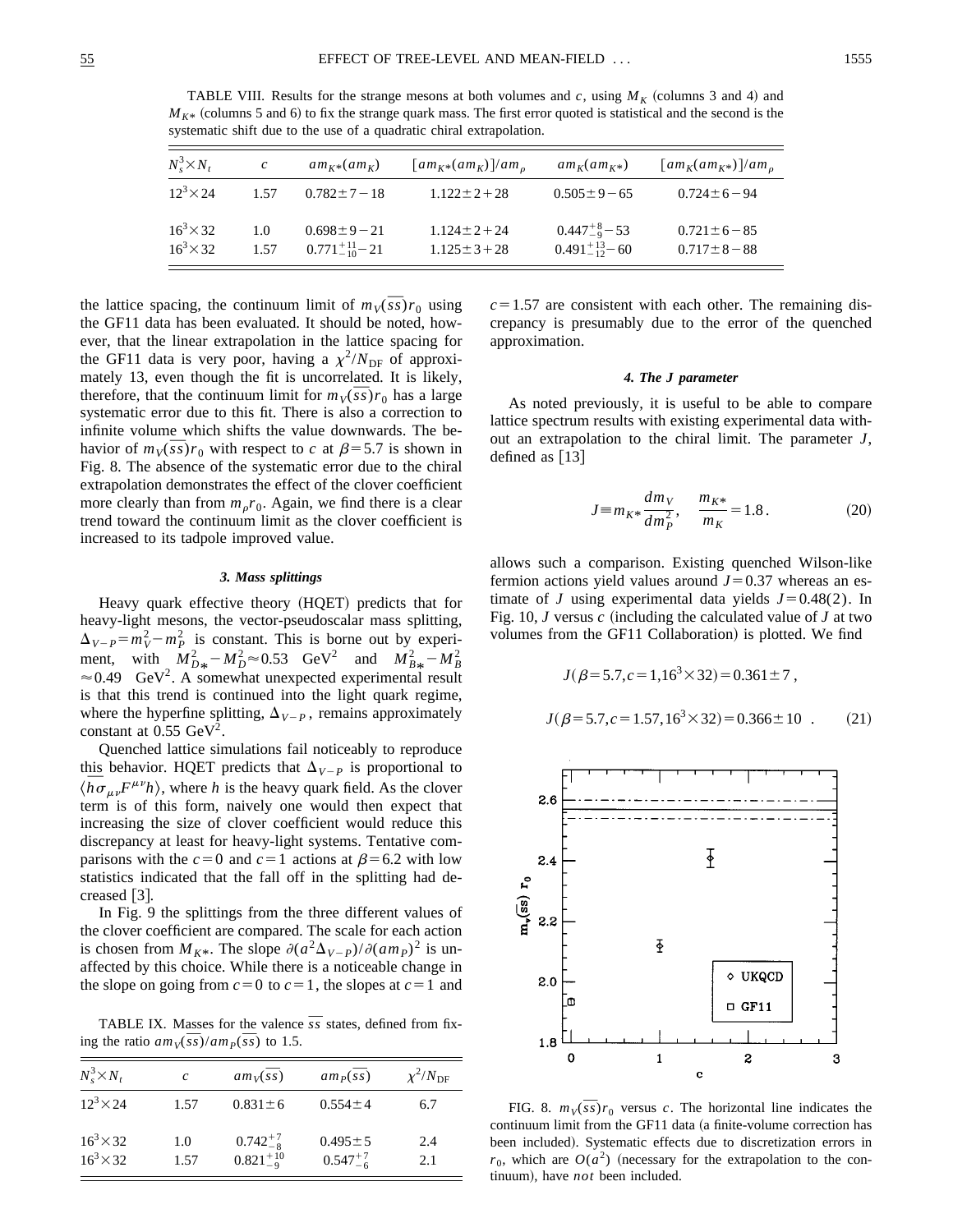TABLE VIII. Results for the strange mesons at both volumes and $c$, using $M_K$ (columns 3 and 4) and $M_{K*}$ (columns 5 and 6) to fix the strange quark mass. The first error quoted is statistical and the second is the systematic shift due to the use of a quadratic chiral extrapolation.

| $N_s^3 \times N_t$ | $c$ | $am_{K*}(am_K)$ | $[am_{K*}(am_K)]/am_\rho$ | $am_K(am_{K*})$ | $[am_K(am_{K*})]/am_\rho$ |
|---|---|---|---|---|---|
| $12^3\times 24$ | 1.57 | $0.782 \pm 7 - 18$ | $1.122 \pm 2 + 28$ | $0.505 \pm 9 - 65$ | $0.724 \pm 6 - 94$ |
| $16^3\times 32$ | 1.0 | $0.698 \pm 9 - 21$ | $1.124 \pm 2 + 24$ | $0.447^{+8}_{-9} - 53$ | $0.721 \pm 6 - 85$ |
| $16^3\times 32$ | 1.57 | $0.771^{+11}_{-10} - 21$ | $1.125 \pm 3 + 28$ | $0.491^{+13}_{-12} - 60$ | $0.717 \pm 8 - 88$ |

the lattice spacing, the continuum limit of $m_V(\overline{s}s)r_0$ using the GF11 data has been evaluated. It should be noted, however, that the linear extrapolation in the lattice spacing for the GF11 data is very poor, having a $\chi^2/N_{\rm DF}$ of approximately 13, even though the fit is uncorrelated. It is likely, therefore, that the continuum limit for $m_V(\overline{s}s)r_0$ has a large systematic error due to this fit. There is also a correction to infinite volume which shifts the value downwards. The behavior of $m_V(\overline{s}s)r_0$ with respect to $c$ at $\beta=5.7$ is shown in Fig. 8. The absence of the systematic error due to the chiral extrapolation demonstrates the effect of the clover coefficient more clearly than from $m_\rho r_0$. Again, we find there is a clear trend toward the continuum limit as the clover coefficient is increased to its tadpole improved value.

### 3. Mass splittings

Heavy quark effective theory (HQET) predicts that for heavy-light mesons, the vector-pseudoscalar mass splitting, $\Delta_{V-P}=m_V^2-m_P^2$ is constant. This is borne out by experiment, with $M_{D*}^2-M_D^2\approx 0.53\ \ {\rm GeV}^2$ and $M_{B*}^2-M_B^2\approx 0.49\ \ {\rm GeV}^2$. A somewhat unexpected experimental result is that this trend is continued into the light quark regime, where the hyperfine splitting, $\Delta_{V-P}$, remains approximately constant at $0.55\ {\rm GeV}^2$.

Quenched lattice simulations fail noticeably to reproduce this behavior. HQET predicts that $\Delta_{V-P}$ is proportional to $\langle \overline{h}\sigma_{\mu\nu}F^{\mu\nu}h\rangle$, where $h$ is the heavy quark field. As the clover term is of this form, naively one would then expect that increasing the size of clover coefficient would reduce this discrepancy at least for heavy-light systems. Tentative comparisons with the $c=0$ and $c=1$ actions at $\beta=6.2$ with low statistics indicated that the fall off in the splitting had decreased [3].

In Fig. 9 the splittings from the three different values of the clover coefficient are compared. The scale for each action is chosen from $M_{K*}$. The slope $\partial(a^2\Delta_{V-P})/\partial(am_P)^2$ is unaffected by this choice. While there is a noticeable change in the slope on going from $c=0$ to $c=1$, the slopes at $c=1$ and $c=1.57$ are consistent with each other. The remaining discrepancy is presumably due to the error of the quenched approximation.

TABLE IX. Masses for the valence $\overline{s}s$ states, defined from fixing the ratio $am_V(\overline{s}s)/am_P(\overline{s}s)$ to 1.5.

| $N_s^3 \times N_t$ | $c$ | $am_V(\overline{s}s)$ | $am_P(\overline{s}s)$ | $\chi^2/N_{\rm DF}$ |
|---|---|---|---|---|
| $12^3\times 24$ | 1.57 | $0.831 \pm 6$ | $0.554 \pm 4$ | 6.7 |
| $16^3\times 32$ | 1.0 | $0.742^{+7}_{-8}$ | $0.495 \pm 5$ | 2.4 |
| $16^3\times 32$ | 1.57 | $0.821^{+10}_{-9}$ | $0.547^{+7}_{-6}$ | 2.1 |

### 4. The J parameter

As noted previously, it is useful to be able to compare lattice spectrum results with existing experimental data without an extrapolation to the chiral limit. The parameter $J$, defined as [13]

$$J \equiv m_{K*}\frac{dm_V}{dm_P^2}, \quad \frac{m_{K*}}{m_K}=1.8. \tag{20}$$

allows such a comparison. Existing quenched Wilson-like fermion actions yield values around $J=0.37$ whereas an estimate of $J$ using experimental data yields $J=0.48(2)$. In Fig. 10, $J$ versus $c$ (including the calculated value of $J$ at two volumes from the GF11 Collaboration) is plotted. We find

$$J(\beta=5.7, c=1, 16^3\times 32)=0.361\pm 7,$$

$$J(\beta=5.7, c=1.57, 16^3\times 32)=0.366\pm 10 \ . \tag{21}$$

FIG. 8. $m_V(\overline{s}s)r_0$ versus $c$. The horizontal line indicates the continuum limit from the GF11 data (a finite-volume correction has been included). Systematic effects due to discretization errors in $r_0$, which are $O(a^2)$ (necessary for the extrapolation to the continuum), have *not* been included.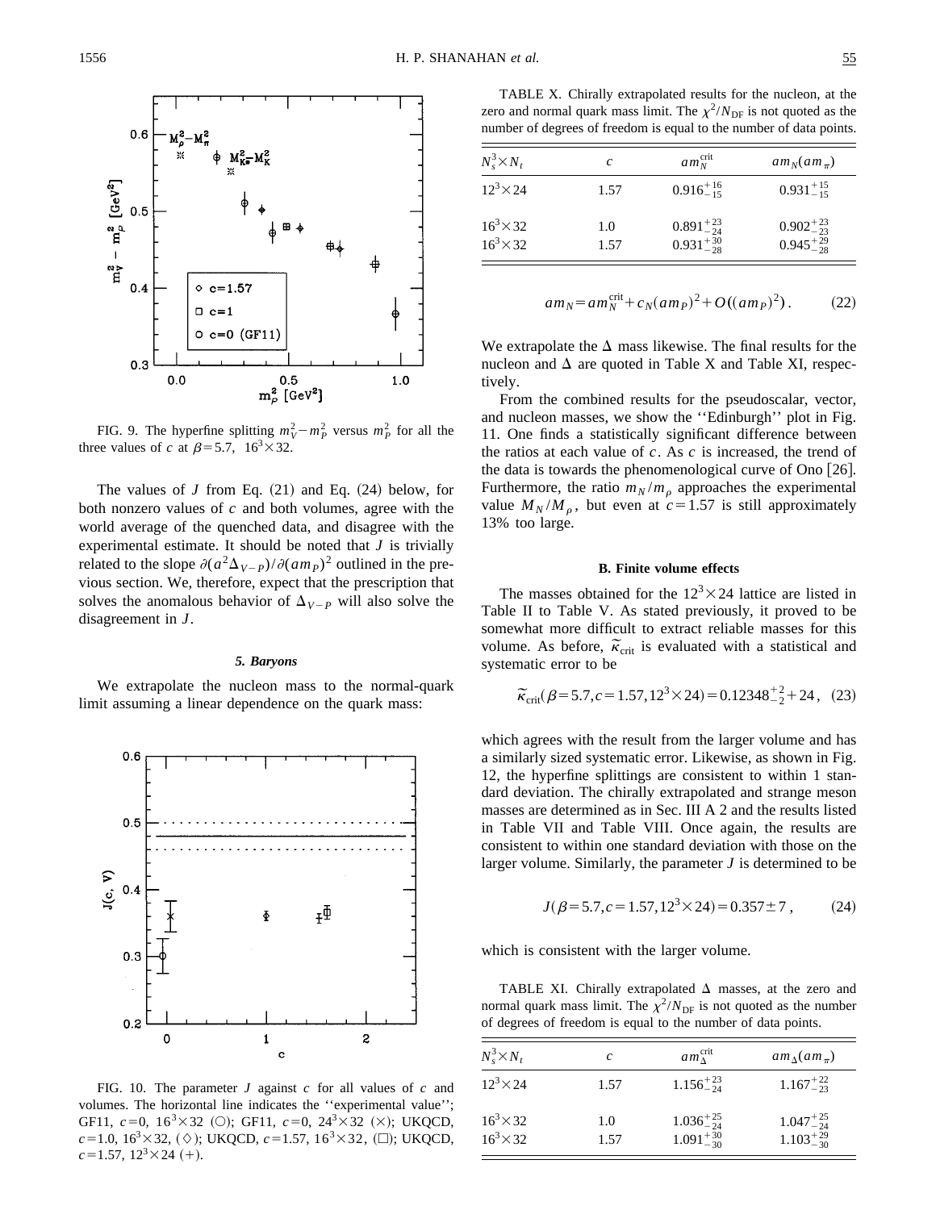FIG. 9. The hyperfine splitting $m_V^2 - m_P^2$ versus $m_P^2$ for all the three values of $c$ at $\beta = 5.7$, $16^3 \times 32$.

The values of $J$ from Eq. (21) and Eq. (24) below, for both nonzero values of $c$ and both volumes, agree with the world average of the quenched data, and disagree with the experimental estimate. It should be noted that $J$ is trivially related to the slope $\partial(a^2\Delta_{V-P})/\partial(am_P)^2$ outlined in the previous section. We, therefore, expect that the prescription that solves the anomalous behavior of $\Delta_{V-P}$ will also solve the disagreement in $J$.

#### 5. Baryons

We extrapolate the nucleon mass to the normal-quark limit assuming a linear dependence on the quark mass:

$$am_N = am_N^{\text{crit}} + c_N (am_P)^2 + O((am_P)^2). \qquad (22)$$

We extrapolate the $\Delta$ mass likewise. The final results for the nucleon and $\Delta$ are quoted in Table X and Table XI, respectively.

FIG. 10. The parameter $J$ against $c$ for all values of $c$ and volumes. The horizontal line indicates the ''experimental value''; GF11, $c=0$, $16^3 \times 32$ (○); GF11, $c=0$, $24^3 \times 32$ (×); UKQCD, $c=1.0$, $16^3 \times 32$, (◇); UKQCD, $c=1.57$, $16^3 \times 32$, (□); UKQCD, $c=1.57$, $12^3 \times 24$ (+).

TABLE X. Chirally extrapolated results for the nucleon, at the zero and normal quark mass limit. The $\chi^2/N_{\text{DF}}$ is not quoted as the number of degrees of freedom is equal to the number of data points.

| $N_s^3 \times N_t$ | $c$ | $am_N^{\text{crit}}$ | $am_N(am_\pi)$ |
|---|---|---|---|
| $12^3 \times 24$ | 1.57 | $0.916^{+16}_{-15}$ | $0.931^{+15}_{-15}$ |
| $16^3 \times 32$ | 1.0 | $0.891^{+23}_{-24}$ | $0.902^{+23}_{-23}$ |
| $16^3 \times 32$ | 1.57 | $0.931^{+30}_{-28}$ | $0.945^{+29}_{-28}$ |

From the combined results for the pseudoscalar, vector, and nucleon masses, we show the ''Edinburgh'' plot in Fig. 11. One finds a statistically significant difference between the ratios at each value of $c$. As $c$ is increased, the trend of the data is towards the phenomenological curve of Ono [26]. Furthermore, the ratio $m_N/m_\rho$ approaches the experimental value $M_N/M_\rho$, but even at $c=1.57$ is still approximately 13% too large.

### B. Finite volume effects

The masses obtained for the $12^3 \times 24$ lattice are listed in Table II to Table V. As stated previously, it proved to be somewhat more difficult to extract reliable masses for this volume. As before, $\tilde{\kappa}_{\text{crit}}$ is evaluated with a statistical and systematic error to be

$$\tilde{\kappa}_{\text{crit}}(\beta=5.7, c=1.57, 12^3 \times 24) = 0.12348^{+2}_{-2} + 24, \quad (23)$$

which agrees with the result from the larger volume and has a similarly sized systematic error. Likewise, as shown in Fig. 12, the hyperfine splittings are consistent to within 1 standard deviation. The chirally extrapolated and strange meson masses are determined as in Sec. III A 2 and the results listed in Table VII and Table VIII. Once again, the results are consistent to within one standard deviation with those on the larger volume. Similarly, the parameter $J$ is determined to be

$$J(\beta=5.7, c=1.57, 12^3 \times 24) = 0.357 \pm 7, \qquad (24)$$

which is consistent with the larger volume.

TABLE XI. Chirally extrapolated $\Delta$ masses, at the zero and normal quark mass limit. The $\chi^2/N_{\text{DF}}$ is not quoted as the number of degrees of freedom is equal to the number of data points.

| $N_s^3 \times N_t$ | $c$ | $am_\Delta^{\text{crit}}$ | $am_\Delta(am_\pi)$ |
|---|---|---|---|
| $12^3 \times 24$ | 1.57 | $1.156^{+23}_{-24}$ | $1.167^{+22}_{-23}$ |
| $16^3 \times 32$ | 1.0 | $1.036^{+25}_{-24}$ | $1.047^{+25}_{-24}$ |
| $16^3 \times 32$ | 1.57 | $1.091^{+30}_{-30}$ | $1.103^{+29}_{-30}$ |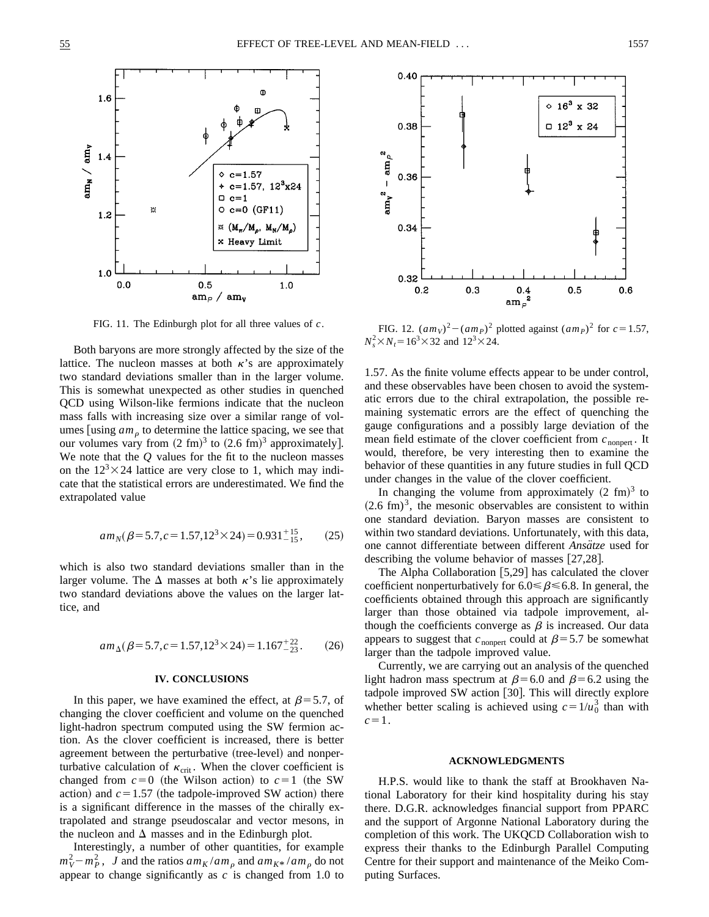FIG. 11. The Edinburgh plot for all three values of $c$.

FIG. 12. $(am_V)^2-(am_P)^2$ plotted against $(am_P)^2$ for $c=1.57$, $N_s^2\times N_t=16^3\times 32$ and $12^3\times 24$.

Both baryons are more strongly affected by the size of the lattice. The nucleon masses at both $\kappa$'s are approximately two standard deviations smaller than in the larger volume. This is somewhat unexpected as other studies in quenched QCD using Wilson-like fermions indicate that the nucleon mass falls with increasing size over a similar range of volumes [using $am_\rho$ to determine the lattice spacing, we see that our volumes vary from $(2\ \text{fm})^3$ to $(2.6\ \text{fm})^3$ approximately]. We note that the $Q$ values for the fit to the nucleon masses on the $12^3\times 24$ lattice are very close to 1, which may indicate that the statistical errors are underestimated. We find the extrapolated value

$$am_N(\beta=5.7,c=1.57,12^3\times 24)=0.931^{+15}_{-15}, \qquad (25)$$

which is also two standard deviations smaller than in the larger volume. The $\Delta$ masses at both $\kappa$'s lie approximately two standard deviations above the values on the larger lattice, and

$$am_\Delta(\beta=5.7,c=1.57,12^3\times 24)=1.167^{+22}_{-23}. \qquad (26)$$

## IV. CONCLUSIONS

In this paper, we have examined the effect, at $\beta=5.7$, of changing the clover coefficient and volume on the quenched light-hadron spectrum computed using the SW fermion action. As the clover coefficient is increased, there is better agreement between the perturbative (tree-level) and nonperturbative calculation of $\kappa_{\text{crit}}$. When the clover coefficient is changed from $c=0$ (the Wilson action) to $c=1$ (the SW action) and $c=1.57$ (the tadpole-improved SW action) there is a significant difference in the masses of the chirally extrapolated and strange pseudoscalar and vector mesons, in the nucleon and $\Delta$ masses and in the Edinburgh plot.

Interestingly, a number of other quantities, for example $m_V^2-m_P^2$, $J$ and the ratios $am_K/am_\rho$ and $am_{K^*}/am_\rho$ do not appear to change significantly as $c$ is changed from 1.0 to 1.57. As the finite volume effects appear to be under control, and these observables have been chosen to avoid the systematic errors due to the chiral extrapolation, the possible remaining systematic errors are the effect of quenching the gauge configurations and a possibly large deviation of the mean field estimate of the clover coefficient from $c_{\text{nonpert}}$. It would, therefore, be very interesting then to examine the behavior of these quantities in any future studies in full QCD under changes in the value of the clover coefficient.

In changing the volume from approximately $(2\ \text{fm})^3$ to $(2.6\ \text{fm})^3$, the mesonic observables are consistent to within one standard deviation. Baryon masses are consistent to within two standard deviations. Unfortunately, with this data, one cannot differentiate between different *Ansätze* used for describing the volume behavior of masses [27,28].

The Alpha Collaboration [5,29] has calculated the clover coefficient nonperturbatively for $6.0\leq\beta\leq 6.8$. In general, the coefficients obtained through this approach are significantly larger than those obtained via tadpole improvement, although the coefficients converge as $\beta$ is increased. Our data appears to suggest that $c_{\text{nonpert}}$ could at $\beta=5.7$ be somewhat larger than the tadpole improved value.

Currently, we are carrying out an analysis of the quenched light hadron mass spectrum at $\beta=6.0$ and $\beta=6.2$ using the tadpole improved SW action [30]. This will directly explore whether better scaling is achieved using $c=1/u_0^3$ than with $c=1$.

## ACKNOWLEDGMENTS

H.P.S. would like to thank the staff at Brookhaven National Laboratory for their kind hospitality during his stay there. D.G.R. acknowledges financial support from PPARC and the support of Argonne National Laboratory during the completion of this work. The UKQCD Collaboration wish to express their thanks to the Edinburgh Parallel Computing Centre for their support and maintenance of the Meiko Computing Surfaces.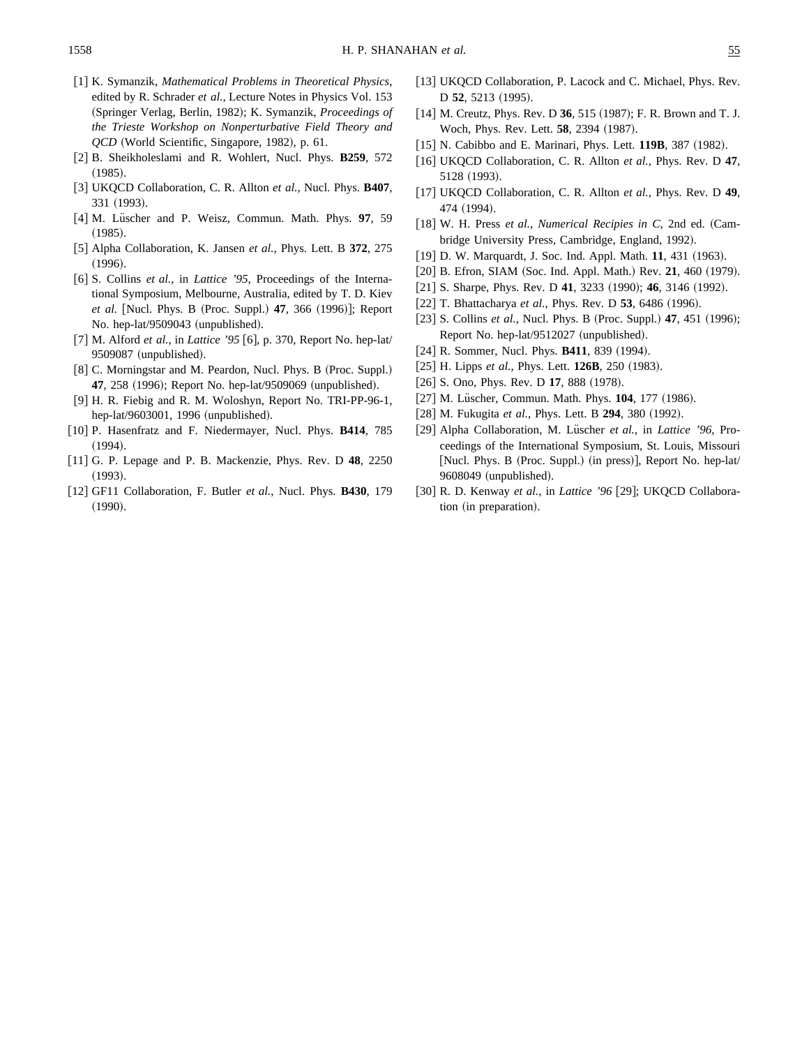[1] K. Symanzik, *Mathematical Problems in Theoretical Physics*, edited by R. Schrader *et al.*, Lecture Notes in Physics Vol. 153 (Springer Verlag, Berlin, 1982); K. Symanzik, *Proceedings of the Trieste Workshop on Nonperturbative Field Theory and QCD* (World Scientific, Singapore, 1982), p. 61.

[2] B. Sheikholeslami and R. Wohlert, Nucl. Phys. **B259**, 572 (1985).

[3] UKQCD Collaboration, C. R. Allton *et al.*, Nucl. Phys. **B407**, 331 (1993).

[4] M. Lüscher and P. Weisz, Commun. Math. Phys. **97**, 59 (1985).

[5] Alpha Collaboration, K. Jansen *et al.*, Phys. Lett. B **372**, 275 (1996).

[6] S. Collins *et al.*, in *Lattice '95*, Proceedings of the International Symposium, Melbourne, Australia, edited by T. D. Kiev *et al.* [Nucl. Phys. B (Proc. Suppl.) **47**, 366 (1996)]; Report No. hep-lat/9509043 (unpublished).

[7] M. Alford *et al.*, in *Lattice '95* [6], p. 370, Report No. hep-lat/9509087 (unpublished).

[8] C. Morningstar and M. Peardon, Nucl. Phys. B (Proc. Suppl.) **47**, 258 (1996); Report No. hep-lat/9509069 (unpublished).

[9] H. R. Fiebig and R. M. Woloshyn, Report No. TRI-PP-96-1, hep-lat/9603001, 1996 (unpublished).

[10] P. Hasenfratz and F. Niedermayer, Nucl. Phys. **B414**, 785 (1994).

[11] G. P. Lepage and P. B. Mackenzie, Phys. Rev. D **48**, 2250 (1993).

[12] GF11 Collaboration, F. Butler *et al.*, Nucl. Phys. **B430**, 179 (1990).

[13] UKQCD Collaboration, P. Lacock and C. Michael, Phys. Rev. D **52**, 5213 (1995).

[14] M. Creutz, Phys. Rev. D **36**, 515 (1987); F. R. Brown and T. J. Woch, Phys. Rev. Lett. **58**, 2394 (1987).

[15] N. Cabibbo and E. Marinari, Phys. Lett. **119B**, 387 (1982).

[16] UKQCD Collaboration, C. R. Allton *et al.*, Phys. Rev. D **47**, 5128 (1993).

[17] UKQCD Collaboration, C. R. Allton *et al.*, Phys. Rev. D **49**, 474 (1994).

[18] W. H. Press *et al.*, *Numerical Recipies in C*, 2nd ed. (Cambridge University Press, Cambridge, England, 1992).

[19] D. W. Marquardt, J. Soc. Ind. Appl. Math. **11**, 431 (1963).

[20] B. Efron, SIAM (Soc. Ind. Appl. Math.) Rev. **21**, 460 (1979).

[21] S. Sharpe, Phys. Rev. D **41**, 3233 (1990); **46**, 3146 (1992).

[22] T. Bhattacharya *et al.*, Phys. Rev. D **53**, 6486 (1996).

[23] S. Collins *et al.*, Nucl. Phys. B (Proc. Suppl.) **47**, 451 (1996); Report No. hep-lat/9512027 (unpublished).

[24] R. Sommer, Nucl. Phys. **B411**, 839 (1994).

[25] H. Lipps *et al.*, Phys. Lett. **126B**, 250 (1983).

[26] S. Ono, Phys. Rev. D **17**, 888 (1978).

[27] M. Lüscher, Commun. Math. Phys. **104**, 177 (1986).

[28] M. Fukugita *et al.*, Phys. Lett. B **294**, 380 (1992).

[29] Alpha Collaboration, M. Lüscher *et al.*, in *Lattice '96*, Proceedings of the International Symposium, St. Louis, Missouri [Nucl. Phys. B (Proc. Suppl.) (in press)], Report No. hep-lat/9608049 (unpublished).

[30] R. D. Kenway *et al.*, in *Lattice '96* [29]; UKQCD Collaboration (in preparation).